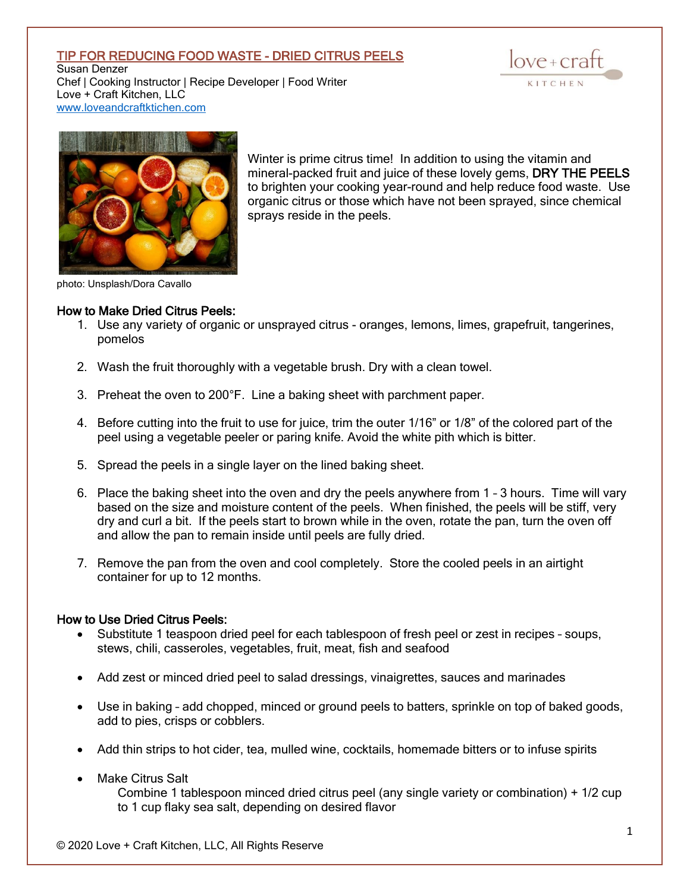## TIP FOR REDUCING FOOD WASTE - DRIED CITRUS PEELS

Susan Denzer
Chef | Cooking Instructor | Recipe Developer | Food Writer
Love + Craft Kitchen, LLC
www.loveandcraftktichen.com

photo: Unsplash/Dora Cavallo

Winter is prime citrus time! In addition to using the vitamin and mineral-packed fruit and juice of these lovely gems, **DRY THE PEELS** to brighten your cooking year-round and help reduce food waste. Use organic citrus or those which have not been sprayed, since chemical sprays reside in the peels.

### How to Make Dried Citrus Peels:

1. Use any variety of organic or unsprayed citrus - oranges, lemons, limes, grapefruit, tangerines, pomelos
2. Wash the fruit thoroughly with a vegetable brush. Dry with a clean towel.
3. Preheat the oven to 200°F. Line a baking sheet with parchment paper.
4. Before cutting into the fruit to use for juice, trim the outer 1/16" or 1/8" of the colored part of the peel using a vegetable peeler or paring knife. Avoid the white pith which is bitter.
5. Spread the peels in a single layer on the lined baking sheet.
6. Place the baking sheet into the oven and dry the peels anywhere from 1 – 3 hours. Time will vary based on the size and moisture content of the peels. When finished, the peels will be stiff, very dry and curl a bit. If the peels start to brown while in the oven, rotate the pan, turn the oven off and allow the pan to remain inside until peels are fully dried.
7. Remove the pan from the oven and cool completely. Store the cooled peels in an airtight container for up to 12 months.

### How to Use Dried Citrus Peels:

- Substitute 1 teaspoon dried peel for each tablespoon of fresh peel or zest in recipes – soups, stews, chili, casseroles, vegetables, fruit, meat, fish and seafood
- Add zest or minced dried peel to salad dressings, vinaigrettes, sauces and marinades
- Use in baking – add chopped, minced or ground peels to batters, sprinkle on top of baked goods, add to pies, crisps or cobblers.
- Add thin strips to hot cider, tea, mulled wine, cocktails, homemade bitters or to infuse spirits
- Make Citrus Salt
  Combine 1 tablespoon minced dried citrus peel (any single variety or combination) + 1/2 cup to 1 cup flaky sea salt, depending on desired flavor

© 2020 Love + Craft Kitchen, LLC, All Rights Reserve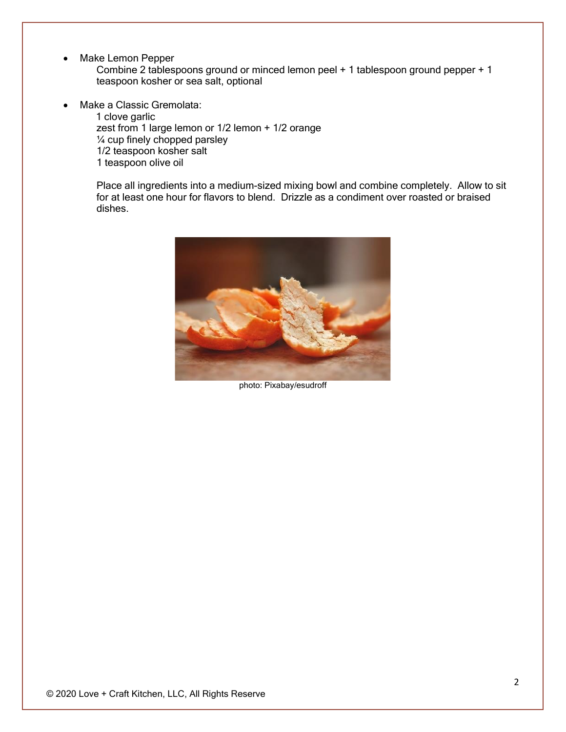- Make Lemon Pepper

  Combine 2 tablespoons ground or minced lemon peel + 1 tablespoon ground pepper + 1 teaspoon kosher or sea salt, optional

- Make a Classic Gremolata:

  1 clove garlic
  zest from 1 large lemon or 1/2 lemon + 1/2 orange
  ¼ cup finely chopped parsley
  1/2 teaspoon kosher salt
  1 teaspoon olive oil

  Place all ingredients into a medium-sized mixing bowl and combine completely. Allow to sit for at least one hour for flavors to blend. Drizzle as a condiment over roasted or braised dishes.

photo: Pixabay/esudroff

© 2020 Love + Craft Kitchen, LLC, All Rights Reserve